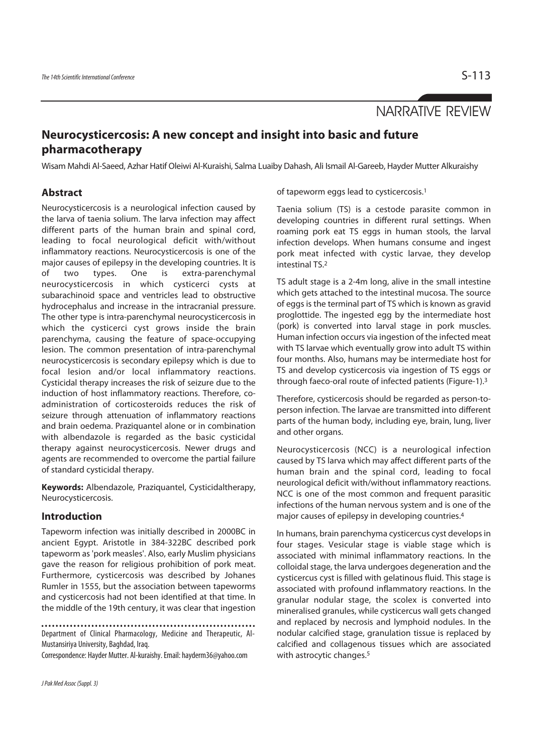NARRATIVE REVIEW

# Neurocysticercosis: A new concept and insight into basic and future pharmacotherapy

Wisam Mahdi Al-Saeed, Azhar Hatif Oleiwi Al-Kuraishi, Salma Luaiby Dahash, Ali Ismail Al-Gareeb, Hayder Mutter Alkuraishy

## Abstract

Neurocysticercosis is a neurological infection caused by the larva of taenia solium. The larva infection may affect different parts of the human brain and spinal cord, leading to focal neurological deficit with/without inflammatory reactions. Neurocysticercosis is one of the major causes of epilepsy in the developing countries. It is of two types. One is extra-parenchymal neurocysticercosis in which cysticerci cysts at subarachinoid space and ventricles lead to obstructive hydrocephalus and increase in the intracranial pressure. The other type is intra-parenchymal neurocysticercosis in which the cysticerci cyst grows inside the brain parenchyma, causing the feature of space-occupying lesion. The common presentation of intra-parenchymal neurocysticercosis is secondary epilepsy which is due to focal lesion and/or local inflammatory reactions. Cysticidal therapy increases the risk of seizure due to the induction of host inflammatory reactions. Therefore, co-administration of corticosteroids reduces the risk of seizure through attenuation of inflammatory reactions and brain oedema. Praziquantel alone or in combination with albendazole is regarded as the basic cysticidal therapy against neurocysticercosis. Newer drugs and agents are recommended to overcome the partial failure of standard cysticidal therapy.

**Keywords:** Albendazole, Praziquantel, Cysticidaltherapy, Neurocysticercosis.

## Introduction

Tapeworm infection was initially described in 2000BC in ancient Egypt. Aristotle in 384-322BC described pork tapeworm as 'pork measles'. Also, early Muslim physicians gave the reason for religious prohibition of pork meat. Furthermore, cysticercosis was described by Johanes Rumler in 1555, but the association between tapeworms and cysticercosis had not been identified at that time. In the middle of the 19th century, it was clear that ingestion of tapeworm eggs lead to cysticercosis.[1]

Taenia solium (TS) is a cestode parasite common in developing countries in different rural settings. When roaming pork eat TS eggs in human stools, the larval infection develops. When humans consume and ingest pork meat infected with cystic larvae, they develop intestinal TS.[2]

TS adult stage is a 2-4m long, alive in the small intestine which gets attached to the intestinal mucosa. The source of eggs is the terminal part of TS which is known as gravid proglottide. The ingested egg by the intermediate host (pork) is converted into larval stage in pork muscles. Human infection occurs via ingestion of the infected meat with TS larvae which eventually grow into adult TS within four months. Also, humans may be intermediate host for TS and develop cysticercosis via ingestion of TS eggs or through faeco-oral route of infected patients (Figure-1).[3]

Therefore, cysticercosis should be regarded as person-to-person infection. The larvae are transmitted into different parts of the human body, including eye, brain, lung, liver and other organs.

Neurocysticercosis (NCC) is a neurological infection caused by TS larva which may affect different parts of the human brain and the spinal cord, leading to focal neurological deficit with/without inflammatory reactions. NCC is one of the most common and frequent parasitic infections of the human nervous system and is one of the major causes of epilepsy in developing countries.[4]

In humans, brain parenchyma cysticercus cyst develops in four stages. Vesicular stage is viable stage which is associated with minimal inflammatory reactions. In the colloidal stage, the larva undergoes degeneration and the cysticercus cyst is filled with gelatinous fluid. This stage is associated with profound inflammatory reactions. In the granular nodular stage, the scolex is converted into mineralised granules, while cysticercus wall gets changed and replaced by necrosis and lymphoid nodules. In the nodular calcified stage, granulation tissue is replaced by calcified and collagenous tissues which are associated with astrocytic changes.[5]

Department of Clinical Pharmacology, Medicine and Therapeutic, Al-Mustansiriya University, Baghdad, Iraq.

Correspondence: Hayder Mutter. Al-kuraishy. Email: hayderm36@yahoo.com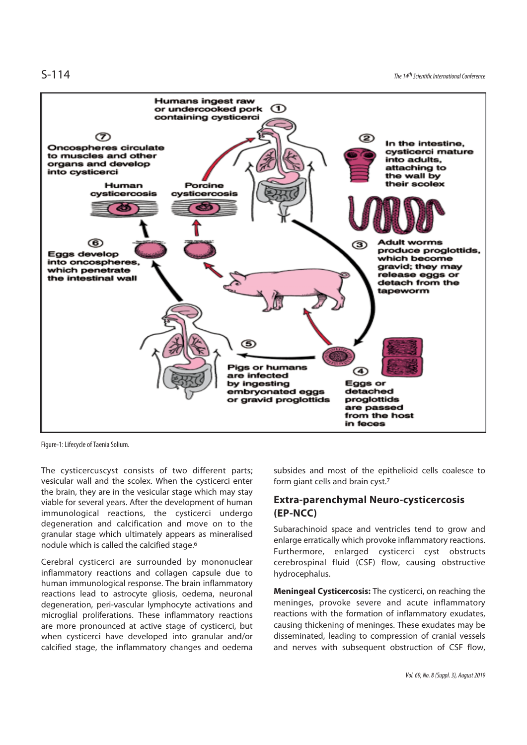Figure-1: Lifecycle of Taenia Solium.

The cysticercuscyst consists of two different parts; vesicular wall and the scolex. When the cysticerci enter the brain, they are in the vesicular stage which may stay viable for several years. After the development of human immunological reactions, the cysticerci undergo degeneration and calcification and move on to the granular stage which ultimately appears as mineralised nodule which is called the calcified stage.[6]

Cerebral cysticerci are surrounded by mononuclear inflammatory reactions and collagen capsule due to human immunological response. The brain inflammatory reactions lead to astrocyte gliosis, oedema, neuronal degeneration, peri-vascular lymphocyte activations and microglial proliferations. These inflammatory reactions are more pronounced at active stage of cysticerci, but when cysticerci have developed into granular and/or calcified stage, the inflammatory changes and oedema subsides and most of the epithelioid cells coalesce to form giant cells and brain cyst.[7]

## Extra-parenchymal Neuro-cysticercosis (EP-NCC)

Subarachinoid space and ventricles tend to grow and enlarge erratically which provoke inflammatory reactions. Furthermore, enlarged cysticerci cyst obstructs cerebrospinal fluid (CSF) flow, causing obstructive hydrocephalus.

**Meningeal Cysticercosis:** The cysticerci, on reaching the meninges, provoke severe and acute inflammatory reactions with the formation of inflammatory exudates, causing thickening of meninges. These exudates may be disseminated, leading to compression of cranial vessels and nerves with subsequent obstruction of CSF flow,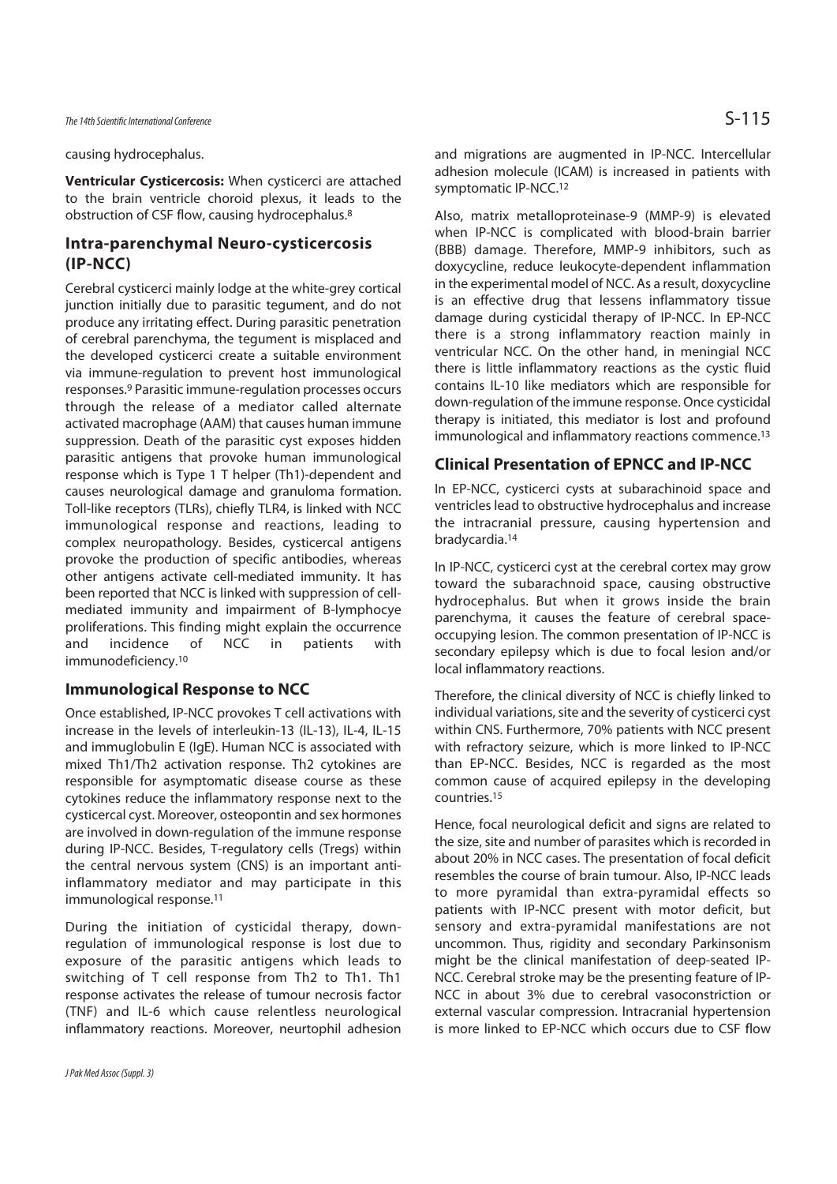causing hydrocephalus.

**Ventricular Cysticercosis:** When cysticerci are attached to the brain ventricle choroid plexus, it leads to the obstruction of CSF flow, causing hydrocephalus.[8]

## Intra-parenchymal Neuro-cysticercosis (IP-NCC)

Cerebral cysticerci mainly lodge at the white-grey cortical junction initially due to parasitic tegument, and do not produce any irritating effect. During parasitic penetration of cerebral parenchyma, the tegument is misplaced and the developed cysticerci create a suitable environment via immune-regulation to prevent host immunological responses.[9] Parasitic immune-regulation processes occurs through the release of a mediator called alternate activated macrophage (AAM) that causes human immune suppression. Death of the parasitic cyst exposes hidden parasitic antigens that provoke human immunological response which is Type 1 T helper (Th1)-dependent and causes neurological damage and granuloma formation. Toll-like receptors (TLRs), chiefly TLR4, is linked with NCC immunological response and reactions, leading to complex neuropathology. Besides, cysticercal antigens provoke the production of specific antibodies, whereas other antigens activate cell-mediated immunity. It has been reported that NCC is linked with suppression of cell-mediated immunity and impairment of B-lymphocye proliferations. This finding might explain the occurrence and incidence of NCC in patients with immunodeficiency.[10]

## Immunological Response to NCC

Once established, IP-NCC provokes T cell activations with increase in the levels of interleukin-13 (IL-13), IL-4, IL-15 and immuglobulin E (IgE). Human NCC is associated with mixed Th1/Th2 activation response. Th2 cytokines are responsible for asymptomatic disease course as these cytokines reduce the inflammatory response next to the cysticercal cyst. Moreover, osteopontin and sex hormones are involved in down-regulation of the immune response during IP-NCC. Besides, T-regulatory cells (Tregs) within the central nervous system (CNS) is an important anti-inflammatory mediator and may participate in this immunological response.[11]

During the initiation of cysticidal therapy, down-regulation of immunological response is lost due to exposure of the parasitic antigens which leads to switching of T cell response from Th2 to Th1. Th1 response activates the release of tumour necrosis factor (TNF) and IL-6 which cause relentless neurological inflammatory reactions. Moreover, neurtophil adhesion and migrations are augmented in IP-NCC. Intercellular adhesion molecule (ICAM) is increased in patients with symptomatic IP-NCC.[12]

Also, matrix metalloproteinase-9 (MMP-9) is elevated when IP-NCC is complicated with blood-brain barrier (BBB) damage. Therefore, MMP-9 inhibitors, such as doxycycline, reduce leukocyte-dependent inflammation in the experimental model of NCC. As a result, doxycycline is an effective drug that lessens inflammatory tissue damage during cysticidal therapy of IP-NCC. In EP-NCC there is a strong inflammatory reaction mainly in ventricular NCC. On the other hand, in meningial NCC there is little inflammatory reactions as the cystic fluid contains IL-10 like mediators which are responsible for down-regulation of the immune response. Once cysticidal therapy is initiated, this mediator is lost and profound immunological and inflammatory reactions commence.[13]

## Clinical Presentation of EPNCC and IP-NCC

In EP-NCC, cysticerci cysts at subarachinoid space and ventricles lead to obstructive hydrocephalus and increase the intracranial pressure, causing hypertension and bradycardia.[14]

In IP-NCC, cysticerci cyst at the cerebral cortex may grow toward the subarachnoid space, causing obstructive hydrocephalus. But when it grows inside the brain parenchyma, it causes the feature of cerebral space-occupying lesion. The common presentation of IP-NCC is secondary epilepsy which is due to focal lesion and/or local inflammatory reactions.

Therefore, the clinical diversity of NCC is chiefly linked to individual variations, site and the severity of cysticerci cyst within CNS. Furthermore, 70% patients with NCC present with refractory seizure, which is more linked to IP-NCC than EP-NCC. Besides, NCC is regarded as the most common cause of acquired epilepsy in the developing countries.[15]

Hence, focal neurological deficit and signs are related to the size, site and number of parasites which is recorded in about 20% in NCC cases. The presentation of focal deficit resembles the course of brain tumour. Also, IP-NCC leads to more pyramidal than extra-pyramidal effects so patients with IP-NCC present with motor deficit, but sensory and extra-pyramidal manifestations are not uncommon. Thus, rigidity and secondary Parkinsonism might be the clinical manifestation of deep-seated IP-NCC. Cerebral stroke may be the presenting feature of IP-NCC in about 3% due to cerebral vasoconstriction or external vascular compression. Intracranial hypertension is more linked to EP-NCC which occurs due to CSF flow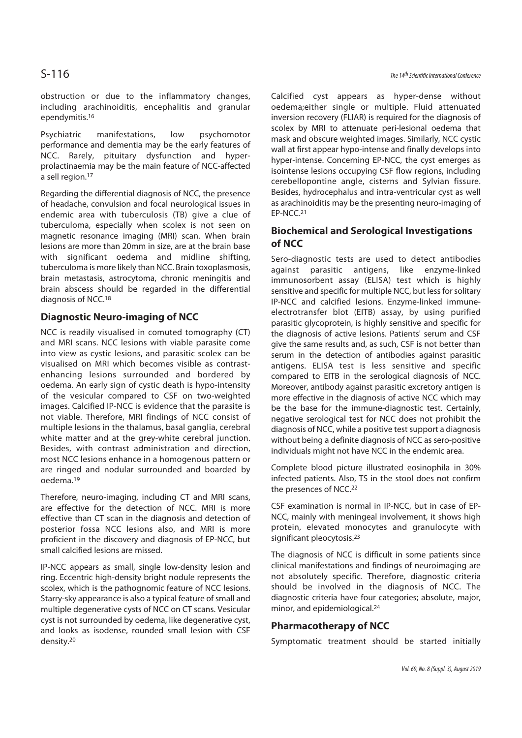obstruction or due to the inflammatory changes, including arachinoiditis, encephalitis and granular ependymitis.[16]

Psychiatric manifestations, low psychomotor performance and dementia may be the early features of NCC. Rarely, pituitary dysfunction and hyper-prolactinaemia may be the main feature of NCC-affected a sell region.[17]

Regarding the differential diagnosis of NCC, the presence of headache, convulsion and focal neurological issues in endemic area with tuberculosis (TB) give a clue of tuberculoma, especially when scolex is not seen on magnetic resonance imaging (MRI) scan. When brain lesions are more than 20mm in size, are at the brain base with significant oedema and midline shifting, tuberculoma is more likely than NCC. Brain toxoplasmosis, brain metastasis, astrocytoma, chronic meningitis and brain abscess should be regarded in the differential diagnosis of NCC.[18]

## Diagnostic Neuro-imaging of NCC

NCC is readily visualised in comuted tomography (CT) and MRI scans. NCC lesions with viable parasite come into view as cystic lesions, and parasitic scolex can be visualised on MRI which becomes visible as contrast-enhancing lesions surrounded and bordered by oedema. An early sign of cystic death is hypo-intensity of the vesicular compared to CSF on two-weighted images. Calcified IP-NCC is evidence that the parasite is not viable. Therefore, MRI findings of NCC consist of multiple lesions in the thalamus, basal ganglia, cerebral white matter and at the grey-white cerebral junction. Besides, with contrast administration and direction, most NCC lesions enhance in a homogenous pattern or are ringed and nodular surrounded and boarded by oedema.[19]

Therefore, neuro-imaging, including CT and MRI scans, are effective for the detection of NCC. MRI is more effective than CT scan in the diagnosis and detection of posterior fossa NCC lesions also, and MRI is more proficient in the discovery and diagnosis of EP-NCC, but small calcified lesions are missed.

IP-NCC appears as small, single low-density lesion and ring. Eccentric high-density bright nodule represents the scolex, which is the pathognomic feature of NCC lesions. Starry-sky appearance is also a typical feature of small and multiple degenerative cysts of NCC on CT scans. Vesicular cyst is not surrounded by oedema, like degenerative cyst, and looks as isodense, rounded small lesion with CSF density.[20]

Calcified cyst appears as hyper-dense without oedema;either single or multiple. Fluid attenuated inversion recovery (FLIAR) is required for the diagnosis of scolex by MRI to attenuate peri-lesional oedema that mask and obscure weighted images. Similarly, NCC cystic wall at first appear hypo-intense and finally develops into hyper-intense. Concerning EP-NCC, the cyst emerges as isointense lesions occupying CSF flow regions, including cerebellopontine angle, cisterns and Sylvian fissure. Besides, hydrocephalus and intra-ventricular cyst as well as arachinoiditis may be the presenting neuro-imaging of EP-NCC.[21]

## Biochemical and Serological Investigations of NCC

Sero-diagnostic tests are used to detect antibodies against parasitic antigens, like enzyme-linked immunosorbent assay (ELISA) test which is highly sensitive and specific for multiple NCC, but less for solitary IP-NCC and calcified lesions. Enzyme-linked immune-electrotransfer blot (EITB) assay, by using purified parasitic glycoprotein, is highly sensitive and specific for the diagnosis of active lesions. Patients' serum and CSF give the same results and, as such, CSF is not better than serum in the detection of antibodies against parasitic antigens. ELISA test is less sensitive and specific compared to EITB in the serological diagnosis of NCC. Moreover, antibody against parasitic excretory antigen is more effective in the diagnosis of active NCC which may be the base for the immune-diagnostic test. Certainly, negative serological test for NCC does not prohibit the diagnosis of NCC, while a positive test support a diagnosis without being a definite diagnosis of NCC as sero-positive individuals might not have NCC in the endemic area.

Complete blood picture illustrated eosinophila in 30% infected patients. Also, TS in the stool does not confirm the presences of NCC.[22]

CSF examination is normal in IP-NCC, but in case of EP-NCC, mainly with meningeal involvement, it shows high protein, elevated monocytes and granulocyte with significant pleocytosis.[23]

The diagnosis of NCC is difficult in some patients since clinical manifestations and findings of neuroimaging are not absolutely specific. Therefore, diagnostic criteria should be involved in the diagnosis of NCC. The diagnostic criteria have four categories; absolute, major, minor, and epidemiological.[24]

## Pharmacotherapy of NCC

Symptomatic treatment should be started initially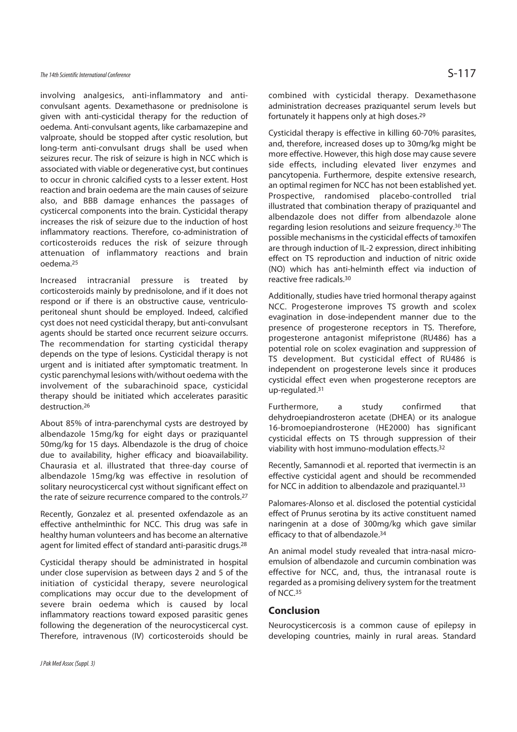involving analgesics, anti-inflammatory and anti-convulsant agents. Dexamethasone or prednisolone is given with anti-cysticidal therapy for the reduction of oedema. Anti-convulsant agents, like carbamazepine and valproate, should be stopped after cystic resolution, but long-term anti-convulsant drugs shall be used when seizures recur. The risk of seizure is high in NCC which is associated with viable or degenerative cyst, but continues to occur in chronic calcified cysts to a lesser extent. Host reaction and brain oedema are the main causes of seizure also, and BBB damage enhances the passages of cysticercal components into the brain. Cysticidal therapy increases the risk of seizure due to the induction of host inflammatory reactions. Therefore, co-administration of corticosteroids reduces the risk of seizure through attenuation of inflammatory reactions and brain oedema.[25]

Increased intracranial pressure is treated by corticosteroids mainly by prednisolone, and if it does not respond or if there is an obstructive cause, ventriculo-peritoneal shunt should be employed. Indeed, calcified cyst does not need cysticidal therapy, but anti-convulsant agents should be started once recurrent seizure occurrs. The recommendation for starting cysticidal therapy depends on the type of lesions. Cysticidal therapy is not urgent and is initiated after symptomatic treatment. In cystic parenchymal lesions with/without oedema with the involvement of the subarachinoid space, cysticidal therapy should be initiated which accelerates parasitic destruction.[26]

About 85% of intra-parenchymal cysts are destroyed by albendazole 15mg/kg for eight days or praziquantel 50mg/kg for 15 days. Albendazole is the drug of choice due to availability, higher efficacy and bioavailability. Chaurasia et al. illustrated that three-day course of albendazole 15mg/kg was effective in resolution of solitary neurocysticercal cyst without significant effect on the rate of seizure recurrence compared to the controls.[27]

Recently, Gonzalez et al. presented oxfendazole as an effective anthelminthic for NCC. This drug was safe in healthy human volunteers and has become an alternative agent for limited effect of standard anti-parasitic drugs.[28]

Cysticidal therapy should be administrated in hospital under close supervision as between days 2 and 5 of the initiation of cysticidal therapy, severe neurological complications may occur due to the development of severe brain oedema which is caused by local inflammatory reactions toward exposed parasitic genes following the degeneration of the neurocysticercal cyst. Therefore, intravenous (IV) corticosteroids should be combined with cysticidal therapy. Dexamethasone administration decreases praziquantel serum levels but fortunately it happens only at high doses.[29]

Cysticidal therapy is effective in killing 60-70% parasites, and, therefore, increased doses up to 30mg/kg might be more effective. However, this high dose may cause severe side effects, including elevated liver enzymes and pancytopenia. Furthermore, despite extensive research, an optimal regimen for NCC has not been established yet. Prospective, randomised placebo-controlled trial illustrated that combination therapy of praziquantel and albendazole does not differ from albendazole alone regarding lesion resolutions and seizure frequency.[30] The possible mechanisms in the cysticidal effects of tamoxifen are through induction of IL-2 expression, direct inhibiting effect on TS reproduction and induction of nitric oxide (NO) which has anti-helminth effect via induction of reactive free radicals.[30]

Additionally, studies have tried hormonal therapy against NCC. Progesterone improves TS growth and scolex evagination in dose-independent manner due to the presence of progesterone receptors in TS. Therefore, progesterone antagonist mifepristone (RU486) has a potential role on scolex evagination and suppression of TS development. But cysticidal effect of RU486 is independent on progesterone levels since it produces cysticidal effect even when progesterone receptors are up-regulated.[31]

Furthermore, a study confirmed that dehydroepiandrosteron acetate (DHEA) or its analogue 16-bromoepiandrosterone (HE2000) has significant cysticidal effects on TS through suppression of their viability with host immuno-modulation effects.[32]

Recently, Samannodi et al. reported that ivermectin is an effective cysticidal agent and should be recommended for NCC in addition to albendazole and praziquantel.[33]

Palomares-Alonso et al. disclosed the potential cysticidal effect of Prunus serotina by its active constituent named naringenin at a dose of 300mg/kg which gave similar efficacy to that of albendazole.[34]

An animal model study revealed that intra-nasal micro-emulsion of albendazole and curcumin combination was effective for NCC, and, thus, the intranasal route is regarded as a promising delivery system for the treatment of NCC.[35]

## Conclusion

Neurocysticercosis is a common cause of epilepsy in developing countries, mainly in rural areas. Standard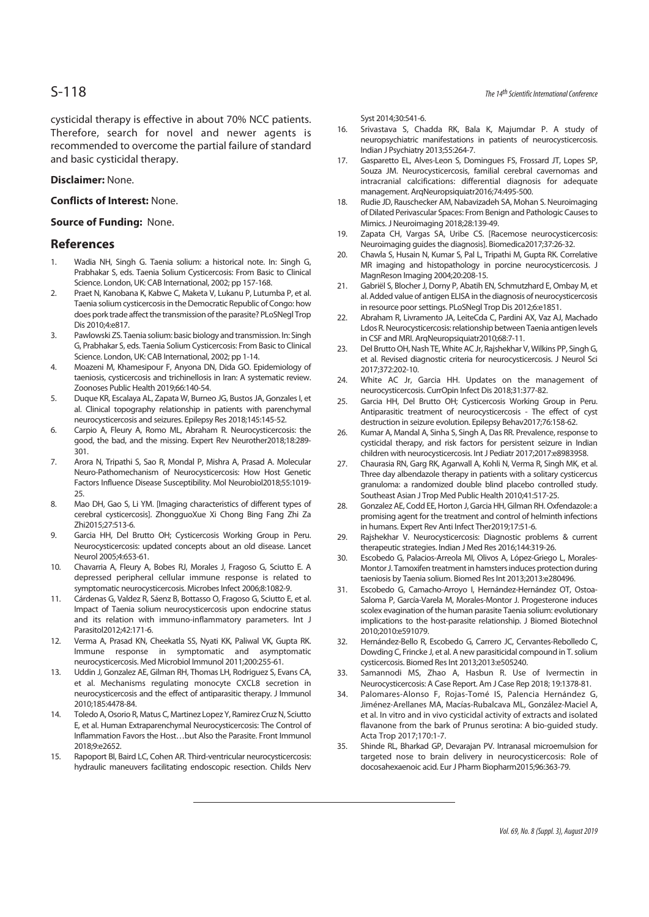cysticidal therapy is effective in about 70% NCC patients. Therefore, search for novel and newer agents is recommended to overcome the partial failure of standard and basic cysticidal therapy.

**Disclaimer:** None.

**Conflicts of Interest:** None.

**Source of Funding:** None.

## References

1. Wadia NH, Singh G. Taenia solium: a historical note. In: Singh G, Prabhakar S, eds. Taenia Solium Cysticercosis: From Basic to Clinical Science. London, UK: CAB International, 2002; pp 157-168.
2. Praet N, Kanobana K, Kabwe C, Maketa V, Lukanu P, Lutumba P, et al. Taenia solium cysticercosis in the Democratic Republic of Congo: how does pork trade affect the transmission of the parasite? PLoSNegl Trop Dis 2010;4:e817.
3. Pawlowski ZS. Taenia solium: basic biology and transmission. In: Singh G, Prabhakar S, eds. Taenia Solium Cysticercosis: From Basic to Clinical Science. London, UK: CAB International, 2002; pp 1-14.
4. Moazeni M, Khamesipour F, Anyona DN, Dida GO. Epidemiology of taeniosis, cysticercosis and trichinellosis in Iran: A systematic review. Zoonoses Public Health 2019;66:140-54.
5. Duque KR, Escalaya AL, Zapata W, Burneo JG, Bustos JA, Gonzales I, et al. Clinical topography relationship in patients with parenchymal neurocysticercosis and seizures. Epilepsy Res 2018;145:145-52.
6. Carpio A, Fleury A, Romo ML, Abraham R. Neurocysticercosis: the good, the bad, and the missing. Expert Rev Neurother2018;18:289-301.
7. Arora N, Tripathi S, Sao R, Mondal P, Mishra A, Prasad A. Molecular Neuro-Pathomechanism of Neurocysticercosis: How Host Genetic Factors Influence Disease Susceptibility. Mol Neurobiol2018;55:1019-25.
8. Mao DH, Gao S, Li YM. [Imaging characteristics of different types of cerebral cysticercosis]. ZhongguoXue Xi Chong Bing Fang Zhi Za Zhi2015;27:513-6.
9. Garcia HH, Del Brutto OH; Cysticercosis Working Group in Peru. Neurocysticercosis: updated concepts about an old disease. Lancet Neurol 2005;4:653-61.
10. Chavarria A, Fleury A, Bobes RJ, Morales J, Fragoso G, Sciutto E. A depressed peripheral cellular immune response is related to symptomatic neurocysticercosis. Microbes Infect 2006;8:1082-9.
11. Cárdenas G, Valdez R, Sáenz B, Bottasso O, Fragoso G, Sciutto E, et al. Impact of Taenia solium neurocysticercosis upon endocrine status and its relation with immuno-inflammatory parameters. Int J Parasitol2012;42:171-6.
12. Verma A, Prasad KN, Cheekatla SS, Nyati KK, Paliwal VK, Gupta RK. Immune response in symptomatic and asymptomatic neurocysticercosis. Med Microbiol Immunol 2011;200:255-61.
13. Uddin J, Gonzalez AE, Gilman RH, Thomas LH, Rodriguez S, Evans CA, et al. Mechanisms regulating monocyte CXCL8 secretion in neurocysticercosis and the effect of antiparasitic therapy. J Immunol 2010;185:4478-84.
14. Toledo A, Osorio R, Matus C, Martinez Lopez Y, Ramirez Cruz N, Sciutto E, et al. Human Extraparenchymal Neurocysticercosis: The Control of Inflammation Favors the Host…but Also the Parasite. Front Immunol 2018;9:e2652.
15. Rapoport BI, Baird LC, Cohen AR. Third-ventricular neurocysticercosis: hydraulic maneuvers facilitating endoscopic resection. Childs Nerv Syst 2014;30:541-6.
16. Srivastava S, Chadda RK, Bala K, Majumdar P. A study of neuropsychiatric manifestations in patients of neurocysticercosis. Indian J Psychiatry 2013;55:264-7.
17. Gasparetto EL, Alves-Leon S, Domingues FS, Frossard JT, Lopes SP, Souza JM. Neurocysticercosis, familial cerebral cavernomas and intracranial calcifications: differential diagnosis for adequate management. ArqNeuropsiquiatr2016;74:495-500.
18. Rudie JD, Rauschecker AM, Nabavizadeh SA, Mohan S. Neuroimaging of Dilated Perivascular Spaces: From Benign and Pathologic Causes to Mimics. J Neuroimaging 2018;28:139-49.
19. Zapata CH, Vargas SA, Uribe CS. [Racemose neurocysticercosis: Neuroimaging guides the diagnosis]. Biomedica2017;37:26-32.
20. Chawla S, Husain N, Kumar S, Pal L, Tripathi M, Gupta RK. Correlative MR imaging and histopathology in porcine neurocysticercosis. J MagnReson Imaging 2004;20:208-15.
21. Gabriël S, Blocher J, Dorny P, Abatih EN, Schmutzhard E, Ombay M, et al. Added value of antigen ELISA in the diagnosis of neurocysticercosis in resource poor settings. PLoSNegl Trop Dis 2012;6:e1851.
22. Abraham R, Livramento JA, LeiteCda C, Pardini AX, Vaz AJ, Machado Ldos R. Neurocysticercosis: relationship between Taenia antigen levels in CSF and MRI. ArqNeuropsiquiatr2010;68:7-11.
23. Del Brutto OH, Nash TE, White AC Jr, Rajshekhar V, Wilkins PP, Singh G, et al. Revised diagnostic criteria for neurocysticercosis. J Neurol Sci 2017;372:202-10.
24. White AC Jr, Garcia HH. Updates on the management of neurocysticercosis. CurrOpin Infect Dis 2018;31:377-82.
25. Garcia HH, Del Brutto OH; Cysticercosis Working Group in Peru. Antiparasitic treatment of neurocysticercosis - The effect of cyst destruction in seizure evolution. Epilepsy Behav2017;76:158-62.
26. Kumar A, Mandal A, Sinha S, Singh A, Das RR. Prevalence, response to cysticidal therapy, and risk factors for persistent seizure in Indian children with neurocysticercosis. Int J Pediatr 2017;2017:e8983958.
27. Chaurasia RN, Garg RK, Agarwall A, Kohli N, Verma R, Singh MK, et al. Three day albendazole therapy in patients with a solitary cysticercus granuloma: a randomized double blind placebo controlled study. Southeast Asian J Trop Med Public Health 2010;41:517-25.
28. Gonzalez AE, Codd EE, Horton J, Garcia HH, Gilman RH. Oxfendazole: a promising agent for the treatment and control of helminth infections in humans. Expert Rev Anti Infect Ther2019;17:51-6.
29. Rajshekhar V. Neurocysticercosis: Diagnostic problems & current therapeutic strategies. Indian J Med Res 2016;144:319-26.
30. Escobedo G, Palacios-Arreola MI, Olivos A, López-Griego L, Morales-Montor J. Tamoxifen treatment in hamsters induces protection during taeniosis by Taenia solium. Biomed Res Int 2013;2013:e280496.
31. Escobedo G, Camacho-Arroyo I, Hernández-Hernández OT, Ostoa-Saloma P, García-Varela M, Morales-Montor J. Progesterone induces scolex evagination of the human parasite Taenia solium: evolutionary implications to the host-parasite relationship. J Biomed Biotechnol 2010;2010:e591079.
32. Hernández-Bello R, Escobedo G, Carrero JC, Cervantes-Rebolledo C, Dowding C, Frincke J, et al. A new parasiticidal compound in T. solium cysticercosis. Biomed Res Int 2013;2013:e505240.
33. Samannodi MS, Zhao A, Hasbun R. Use of Ivermectin in Neurocysticercosis: A Case Report. Am J Case Rep 2018; 19:1378-81.
34. Palomares-Alonso F, Rojas-Tomé IS, Palencia Hernández G, Jiménez-Arellanes MA, Macías-Rubalcava ML, González-Maciel A, et al. In vitro and in vivo cysticidal activity of extracts and isolated flavanone from the bark of Prunus serotina: A bio-guided study. Acta Trop 2017;170:1-7.
35. Shinde RL, Bharkad GP, Devarajan PV. Intranasal microemulsion for targeted nose to brain delivery in neurocysticercosis: Role of docosahexaenoic acid. Eur J Pharm Biopharm2015;96:363-79.